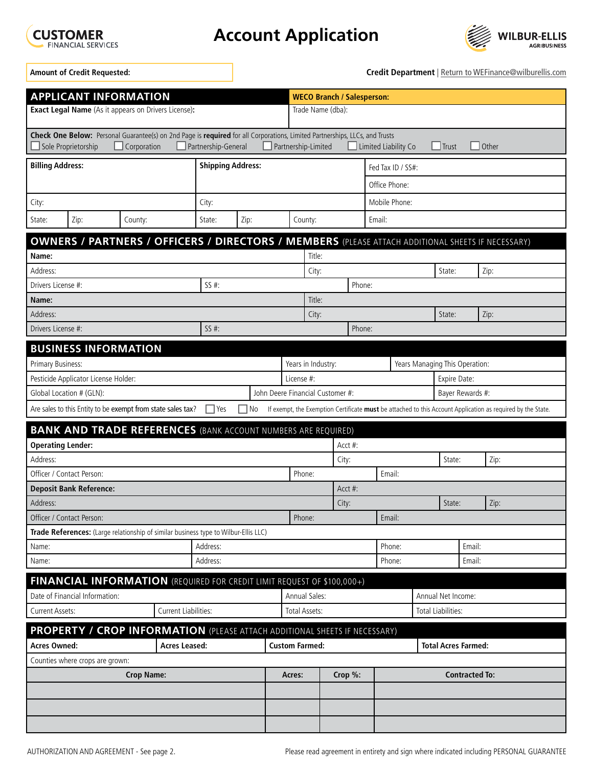**CUSTOMER** FINANCIAL SERVICES

# Account Application

WILBUR-ELLIS AGRIBUSINESS

**Amount of Credit Requested:**

**Credit Department** | Return to WEFinance@wilburellis.com

## APPLICANT INFORMATION

| | |
|---|---|
| **Exact Legal Name** (As it appears on Drivers License): | **WECO Branch / Salesperson:** Trade Name (dba): |

**Check One Below:** Personal Guarantee(s) on 2nd Page is **required** for all Corporations, Limited Partnerships, LLCs, and Trusts

☐ Sole Proprietorship ☐ Corporation ☐ Partnership-General ☐ Partnership-Limited ☐ Limited Liability Co ☐ Trust ☐ Other

| **Billing Address:** | | | **Shipping Address:** | | | Fed Tax ID / SS#: |
|---|---|---|---|---|---|---|
| | | | | | | Office Phone: |
| City: | | | City: | | | Mobile Phone: |
| State: | Zip: | County: | State: | Zip: | County: | Email: |

## OWNERS / PARTNERS / OFFICERS / DIRECTORS / MEMBERS (PLEASE ATTACH ADDITIONAL SHEETS IF NECESSARY)

| | | | | |
|---|---|---|---|---|
| **Name:** | | Title: | | |
| Address: | | City: | State: | Zip: |
| Drivers License #: | SS #: | Phone: | | |
| **Name:** | | Title: | | |
| Address: | | City: | State: | Zip: |
| Drivers License #: | SS #: | Phone: | | |

## BUSINESS INFORMATION

| | | |
|---|---|---|
| Primary Business: | Years in Industry: | Years Managing This Operation: |
| Pesticide Applicator License Holder: | License #: | Expire Date: |
| Global Location # (GLN): | John Deere Financial Customer #: | Bayer Rewards #: |

Are sales to this Entity to be exempt from state sales tax? ☐ Yes ☐ No If exempt, the Exemption Certificate **must** be attached to this Account Application as required by the State.

## BANK AND TRADE REFERENCES (BANK ACCOUNT NUMBERS ARE REQUIRED)

| | | | | |
|---|---|---|---|---|
| **Operating Lender:** | | Acct #: | | |
| Address: | | City: | State: | Zip: |
| Officer / Contact Person: | Phone: | Email: | | |
| **Deposit Bank Reference:** | | Acct #: | | |
| Address: | | City: | State: | Zip: |
| Officer / Contact Person: | Phone: | Email: | | |

**Trade References:** (Large relationship of similar business type to Wilbur-Ellis LLC)

| | | | |
|---|---|---|---|
| Name: | Address: | Phone: | Email: |
| Name: | Address: | Phone: | Email: |

## FINANCIAL INFORMATION (REQUIRED FOR CREDIT LIMIT REQUEST OF $100,000+)

| | | | |
|---|---|---|---|
| Date of Financial Information: | | Annual Sales: | Annual Net Income: |
| Current Assets: | Current Liabilities: | Total Assets: | Total Liabilities: |

## PROPERTY / CROP INFORMATION (PLEASE ATTACH ADDITIONAL SHEETS IF NECESSARY)

| | | | |
|---|---|---|---|
| **Acres Owned:** | **Acres Leased:** | **Custom Farmed:** | **Total Acres Farmed:** |

Counties where crops are grown:

| **Crop Name:** | **Acres:** | **Crop %:** | **Contracted To:** |
|---|---|---|---|
| | | | |
| | | | |
| | | | |

AUTHORIZATION AND AGREEMENT - See page 2.

Please read agreement in entirety and sign where indicated including PERSONAL GUARANTEE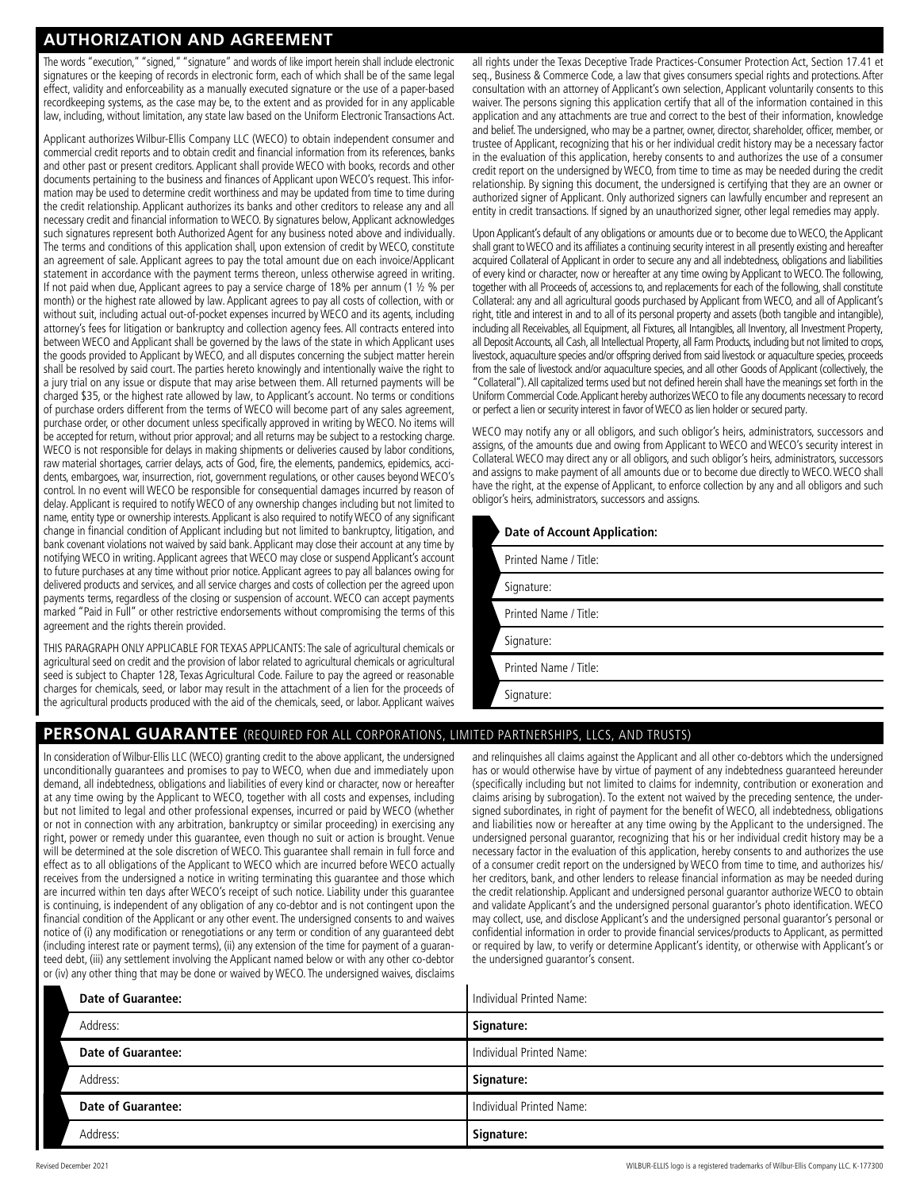## AUTHORIZATION AND AGREEMENT

The words "execution," "signed," "signature" and words of like import herein shall include electronic signatures or the keeping of records in electronic form, each of which shall be of the same legal effect, validity and enforceability as a manually executed signature or the use of a paper-based recordkeeping systems, as the case may be, to the extent and as provided for in any applicable law, including, without limitation, any state law based on the Uniform Electronic Transactions Act.

Applicant authorizes Wilbur-Ellis Company LLC (WECO) to obtain independent consumer and commercial credit reports and to obtain credit and financial information from its references, banks and other past or present creditors. Applicant shall provide WECO with books, records and other documents pertaining to the business and finances of Applicant upon WECO's request. This information may be used to determine credit worthiness and may be updated from time to time during the credit relationship. Applicant authorizes its banks and other creditors to release any and all necessary credit and financial information to WECO. By signatures below, Applicant acknowledges such signatures represent both Authorized Agent for any business noted above and individually. The terms and conditions of this application shall, upon extension of credit by WECO, constitute an agreement of sale. Applicant agrees to pay the total amount due on each invoice/Applicant statement in accordance with the payment terms thereon, unless otherwise agreed in writing. If not paid when due, Applicant agrees to pay a service charge of 18% per annum (1 ½ % per month) or the highest rate allowed by law. Applicant agrees to pay all costs of collection, with or without suit, including actual out-of-pocket expenses incurred by WECO and its agents, including attorney's fees for litigation or bankruptcy and collection agency fees. All contracts entered into between WECO and Applicant shall be governed by the laws of the state in which Applicant uses the goods provided to Applicant by WECO, and all disputes concerning the subject matter herein shall be resolved by said court. The parties hereto knowingly and intentionally waive the right to a jury trial on any issue or dispute that may arise between them. All returned payments will be charged $35, or the highest rate allowed by law, to Applicant's account. No terms or conditions of purchase orders different from the terms of WECO will become part of any sales agreement, purchase order, or other document unless specifically approved in writing by WECO. No items will be accepted for return, without prior approval; and all returns may be subject to a restocking charge. WECO is not responsible for delays in making shipments or deliveries caused by labor conditions, raw material shortages, carrier delays, acts of God, fire, the elements, pandemics, epidemics, accidents, embargoes, war, insurrection, riot, government regulations, or other causes beyond WECO's control. In no event will WECO be responsible for consequential damages incurred by reason of delay. Applicant is required to notify WECO of any ownership changes including but not limited to name, entity type or ownership interests. Applicant is also required to notify WECO of any significant change in financial condition of Applicant including but not limited to bankruptcy, litigation, and bank covenant violations not waived by said bank. Applicant may close their account at any time by notifying WECO in writing. Applicant agrees that WECO may close or suspend Applicant's account to future purchases at any time without prior notice. Applicant agrees to pay all balances owing for delivered products and services, and all service charges and costs of collection per the agreed upon payments terms, regardless of the closing or suspension of account. WECO can accept payments marked "Paid in Full" or other restrictive endorsements without compromising the terms of this agreement and the rights therein provided.

THIS PARAGRAPH ONLY APPLICABLE FOR TEXAS APPLICANTS: The sale of agricultural chemicals or agricultural seed on credit and the provision of labor related to agricultural chemicals or agricultural seed is subject to Chapter 128, Texas Agricultural Code. Failure to pay the agreed or reasonable charges for chemicals, seed, or labor may result in the attachment of a lien for the proceeds of the agricultural products produced with the aid of the chemicals, seed, or labor. Applicant waives all rights under the Texas Deceptive Trade Practices-Consumer Protection Act, Section 17.41 et seq., Business & Commerce Code, a law that gives consumers special rights and protections. After consultation with an attorney of Applicant's own selection, Applicant voluntarily consents to this waiver. The persons signing this application certify that all of the information contained in this application and any attachments are true and correct to the best of their information, knowledge and belief. The undersigned, who may be a partner, owner, director, shareholder, officer, member, or trustee of Applicant, recognizing that his or her individual credit history may be a necessary factor in the evaluation of this application, hereby consents to and authorizes the use of a consumer credit report on the undersigned by WECO, from time to time as may be needed during the credit relationship. By signing this document, the undersigned is certifying that they are an owner or authorized signer of Applicant. Only authorized signers can lawfully encumber and represent an entity in credit transactions. If signed by an unauthorized signer, other legal remedies may apply.

Upon Applicant's default of any obligations or amounts due or to become due to WECO, the Applicant shall grant to WECO and its affiliates a continuing security interest in all presently existing and hereafter acquired Collateral of Applicant in order to secure any and all indebtedness, obligations and liabilities of every kind or character, now or hereafter at any time owing by Applicant to WECO. The following, together with all Proceeds of, accessions to, and replacements for each of the following, shall constitute Collateral: any and all agricultural goods purchased by Applicant from WECO, and all of Applicant's right, title and interest in and to all of its personal property and assets (both tangible and intangible), including all Receivables, all Equipment, all Fixtures, all Intangibles, all Inventory, all Investment Property, all Deposit Accounts, all Cash, all Intellectual Property, all Farm Products, including but not limited to crops, livestock, aquaculture species and/or offspring derived from said livestock or aquaculture species, proceeds from the sale of livestock and/or aquaculture species, and all other Goods of Applicant (collectively, the "Collateral"). All capitalized terms used but not defined herein shall have the meanings set forth in the Uniform Commercial Code. Applicant hereby authorizes WECO to file any documents necessary to record or perfect a lien or security interest in favor of WECO as lien holder or secured party.

WECO may notify any or all obligors, and such obligor's heirs, administrators, successors and assigns, of the amounts due and owing from Applicant to WECO and WECO's security interest in Collateral. WECO may direct any or all obligors, and such obligor's heirs, administrators, successors and assigns to make payment of all amounts due or to become due directly to WECO. WECO shall have the right, at the expense of Applicant, to enforce collection by any and all obligors and such obligor's heirs, administrators, successors and assigns.

**Date of Account Application:**

Printed Name / Title:

Signature:

Printed Name / Title:

Signature:

Printed Name / Title:

Signature:

## PERSONAL GUARANTEE (REQUIRED FOR ALL CORPORATIONS, LIMITED PARTNERSHIPS, LLCS, AND TRUSTS)

In consideration of Wilbur-Ellis LLC (WECO) granting credit to the above applicant, the undersigned unconditionally guarantees and promises to pay to WECO, when due and immediately upon demand, all indebtedness, obligations and liabilities of every kind or character, now or hereafter at any time owing by the Applicant to WECO, together with all costs and expenses, including but not limited to legal and other professional expenses, incurred or paid by WECO (whether or not in connection with any arbitration, bankruptcy or similar proceeding) in exercising any right, power or remedy under this guarantee, even though no suit or action is brought. Venue will be determined at the sole discretion of WECO. This guarantee shall remain in full force and effect as to all obligations of the Applicant to WECO which are incurred before WECO actually receives from the undersigned a notice in writing terminating this guarantee and those which are incurred within ten days after WECO's receipt of such notice. Liability under this guarantee is continuing, is independent of any obligation of any co-debtor and is not contingent upon the financial condition of the Applicant or any other event. The undersigned consents to and waives notice of (i) any modification or renegotiations or any term or condition of any guaranteed debt (including interest rate or payment terms), (ii) any extension of the time for payment of a guaranteed debt, (iii) any settlement involving the Applicant named below or with any other co-debtor or (iv) any other thing that may be done or waived by WECO. The undersigned waives, disclaims and relinquishes all claims against the Applicant and all other co-debtors which the undersigned has or would otherwise have by virtue of payment of any indebtedness guaranteed hereunder (specifically including but not limited to claims for indemnity, contribution or exoneration and claims arising by subrogation). To the extent not waived by the preceding sentence, the undersigned subordinates, in right of payment for the benefit of WECO, all indebtedness, obligations and liabilities now or hereafter at any time owing by the Applicant to the undersigned. The undersigned personal guarantor, recognizing that his or her individual credit history may be a necessary factor in the evaluation of this application, hereby consents to and authorizes the use of a consumer credit report on the undersigned by WECO from time to time, and authorizes his/her creditors, bank, and other lenders to release financial information as may be needed during the credit relationship. Applicant and undersigned personal guarantor authorize WECO to obtain and validate Applicant's and the undersigned personal guarantor's photo identification. WECO may collect, use, and disclose Applicant's and the undersigned personal guarantor's personal or confidential information in order to provide financial services/products to Applicant, as permitted or required by law, to verify or determine Applicant's identity, or otherwise with Applicant's or the undersigned guarantor's consent.

| | |
|---|---|
| **Date of Guarantee:** | Individual Printed Name: |
| Address: | **Signature:** |
| **Date of Guarantee:** | Individual Printed Name: |
| Address: | **Signature:** |
| **Date of Guarantee:** | Individual Printed Name: |
| Address: | **Signature:** |

Revised December 2021

WILBUR-ELLIS logo is a registered trademarks of Wilbur-Ellis Company LLC. K-177300